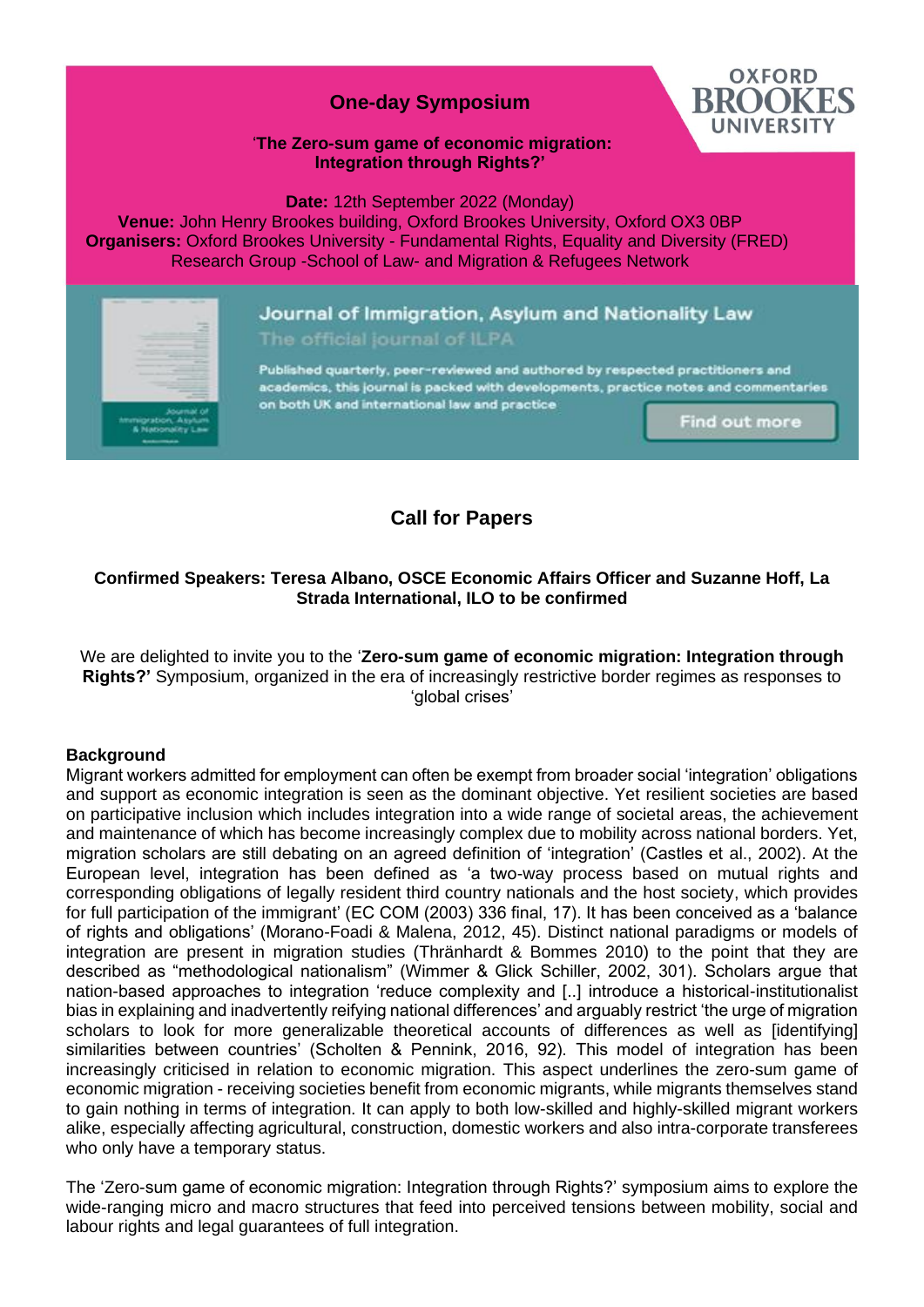# One-day Symposium

**'The Zero-sum game of economic migration: Integration through Rights?'**

**Date:** 12th September 2022 (Monday)
**Venue:** John Henry Brookes building, Oxford Brookes University, Oxford OX3 0BP
**Organisers:** Oxford Brookes University - Fundamental Rights, Equality and Diversity (FRED) Research Group -School of Law- and Migration & Refugees Network

Journal of Immigration, Asylum and Nationality Law

The official journal of ILPA

Published quarterly, peer-reviewed and authored by respected practitioners and academics, this journal is packed with developments, practice notes and commentaries on both UK and international law and practice

Find out more

## Call for Papers

**Confirmed Speakers: Teresa Albano, OSCE Economic Affairs Officer and Suzanne Hoff, La Strada International, ILO to be confirmed**

We are delighted to invite you to the '**Zero-sum game of economic migration: Integration through Rights?'** Symposium, organized in the era of increasingly restrictive border regimes as responses to 'global crises'

**Background**

Migrant workers admitted for employment can often be exempt from broader social 'integration' obligations and support as economic integration is seen as the dominant objective. Yet resilient societies are based on participative inclusion which includes integration into a wide range of societal areas, the achievement and maintenance of which has become increasingly complex due to mobility across national borders. Yet, migration scholars are still debating on an agreed definition of 'integration' (Castles et al., 2002). At the European level, integration has been defined as 'a two-way process based on mutual rights and corresponding obligations of legally resident third country nationals and the host society, which provides for full participation of the immigrant' (EC COM (2003) 336 final, 17). It has been conceived as a 'balance of rights and obligations' (Morano-Foadi & Malena, 2012, 45). Distinct national paradigms or models of integration are present in migration studies (Thränhardt & Bommes 2010) to the point that they are described as "methodological nationalism" (Wimmer & Glick Schiller, 2002, 301). Scholars argue that nation-based approaches to integration 'reduce complexity and [..] introduce a historical-institutionalist bias in explaining and inadvertently reifying national differences' and arguably restrict 'the urge of migration scholars to look for more generalizable theoretical accounts of differences as well as [identifying] similarities between countries' (Scholten & Pennink, 2016, 92). This model of integration has been increasingly criticised in relation to economic migration. This aspect underlines the zero-sum game of economic migration - receiving societies benefit from economic migrants, while migrants themselves stand to gain nothing in terms of integration. It can apply to both low-skilled and highly-skilled migrant workers alike, especially affecting agricultural, construction, domestic workers and also intra-corporate transferees who only have a temporary status.

The 'Zero-sum game of economic migration: Integration through Rights?' symposium aims to explore the wide-ranging micro and macro structures that feed into perceived tensions between mobility, social and labour rights and legal guarantees of full integration.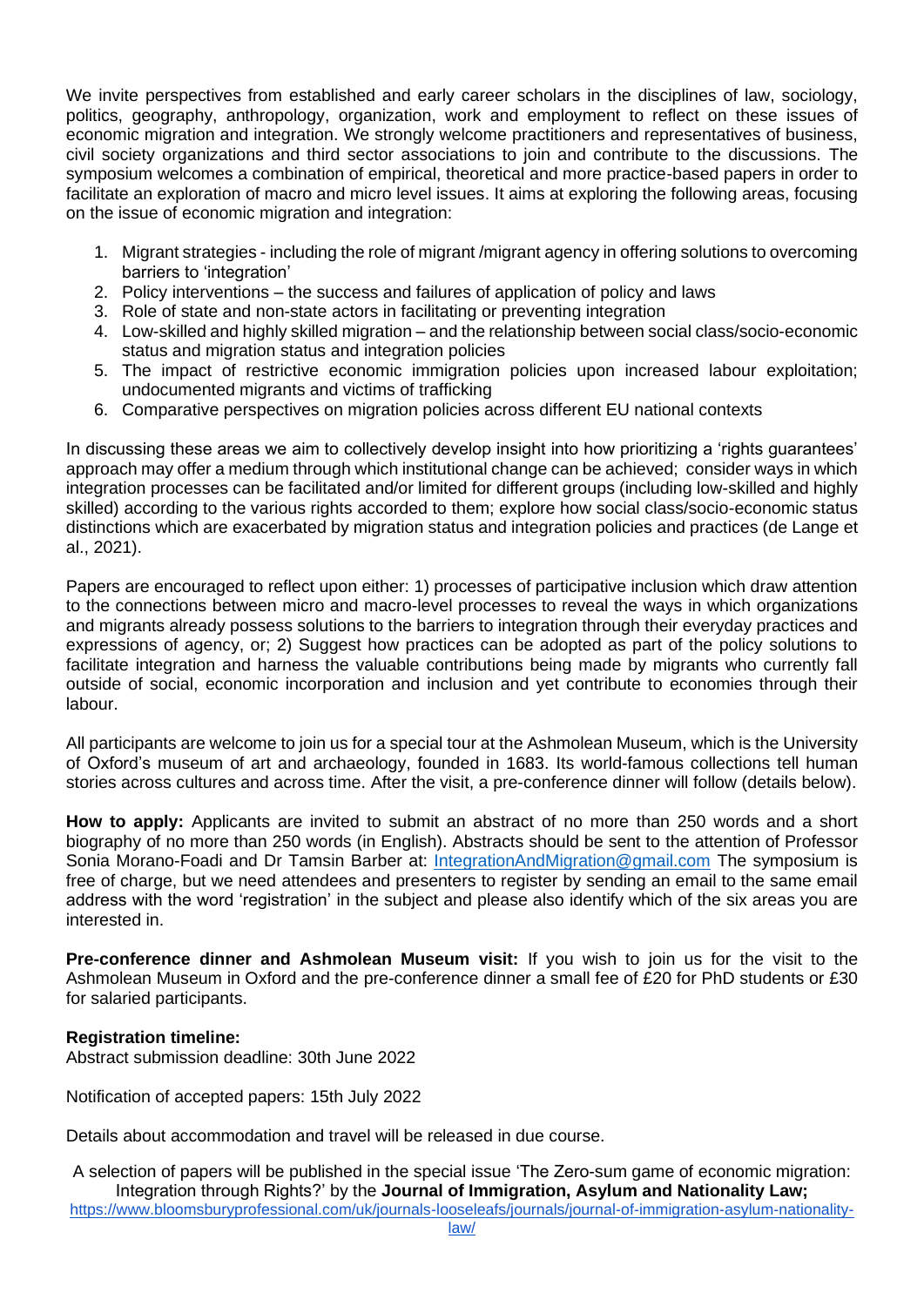We invite perspectives from established and early career scholars in the disciplines of law, sociology, politics, geography, anthropology, organization, work and employment to reflect on these issues of economic migration and integration. We strongly welcome practitioners and representatives of business, civil society organizations and third sector associations to join and contribute to the discussions. The symposium welcomes a combination of empirical, theoretical and more practice-based papers in order to facilitate an exploration of macro and micro level issues. It aims at exploring the following areas, focusing on the issue of economic migration and integration:

1. Migrant strategies - including the role of migrant /migrant agency in offering solutions to overcoming barriers to 'integration'
2. Policy interventions – the success and failures of application of policy and laws
3. Role of state and non-state actors in facilitating or preventing integration
4. Low-skilled and highly skilled migration – and the relationship between social class/socio-economic status and migration status and integration policies
5. The impact of restrictive economic immigration policies upon increased labour exploitation; undocumented migrants and victims of trafficking
6. Comparative perspectives on migration policies across different EU national contexts

In discussing these areas we aim to collectively develop insight into how prioritizing a 'rights guarantees' approach may offer a medium through which institutional change can be achieved; consider ways in which integration processes can be facilitated and/or limited for different groups (including low-skilled and highly skilled) according to the various rights accorded to them; explore how social class/socio-economic status distinctions which are exacerbated by migration status and integration policies and practices (de Lange et al., 2021).

Papers are encouraged to reflect upon either: 1) processes of participative inclusion which draw attention to the connections between micro and macro-level processes to reveal the ways in which organizations and migrants already possess solutions to the barriers to integration through their everyday practices and expressions of agency, or; 2) Suggest how practices can be adopted as part of the policy solutions to facilitate integration and harness the valuable contributions being made by migrants who currently fall outside of social, economic incorporation and inclusion and yet contribute to economies through their labour.

All participants are welcome to join us for a special tour at the Ashmolean Museum, which is the University of Oxford's museum of art and archaeology, founded in 1683. Its world-famous collections tell human stories across cultures and across time. After the visit, a pre-conference dinner will follow (details below).

**How to apply:** Applicants are invited to submit an abstract of no more than 250 words and a short biography of no more than 250 words (in English). Abstracts should be sent to the attention of Professor Sonia Morano-Foadi and Dr Tamsin Barber at: IntegrationAndMigration@gmail.com The symposium is free of charge, but we need attendees and presenters to register by sending an email to the same email address with the word 'registration' in the subject and please also identify which of the six areas you are interested in.

**Pre-conference dinner and Ashmolean Museum visit:** If you wish to join us for the visit to the Ashmolean Museum in Oxford and the pre-conference dinner a small fee of £20 for PhD students or £30 for salaried participants.

**Registration timeline:**
Abstract submission deadline: 30th June 2022

Notification of accepted papers: 15th July 2022

Details about accommodation and travel will be released in due course.

A selection of papers will be published in the special issue 'The Zero-sum game of economic migration: Integration through Rights?' by the **Journal of Immigration, Asylum and Nationality Law;** https://www.bloomsburyprofessional.com/uk/journals-looseleafs/journals/journal-of-immigration-asylum-nationality-law/